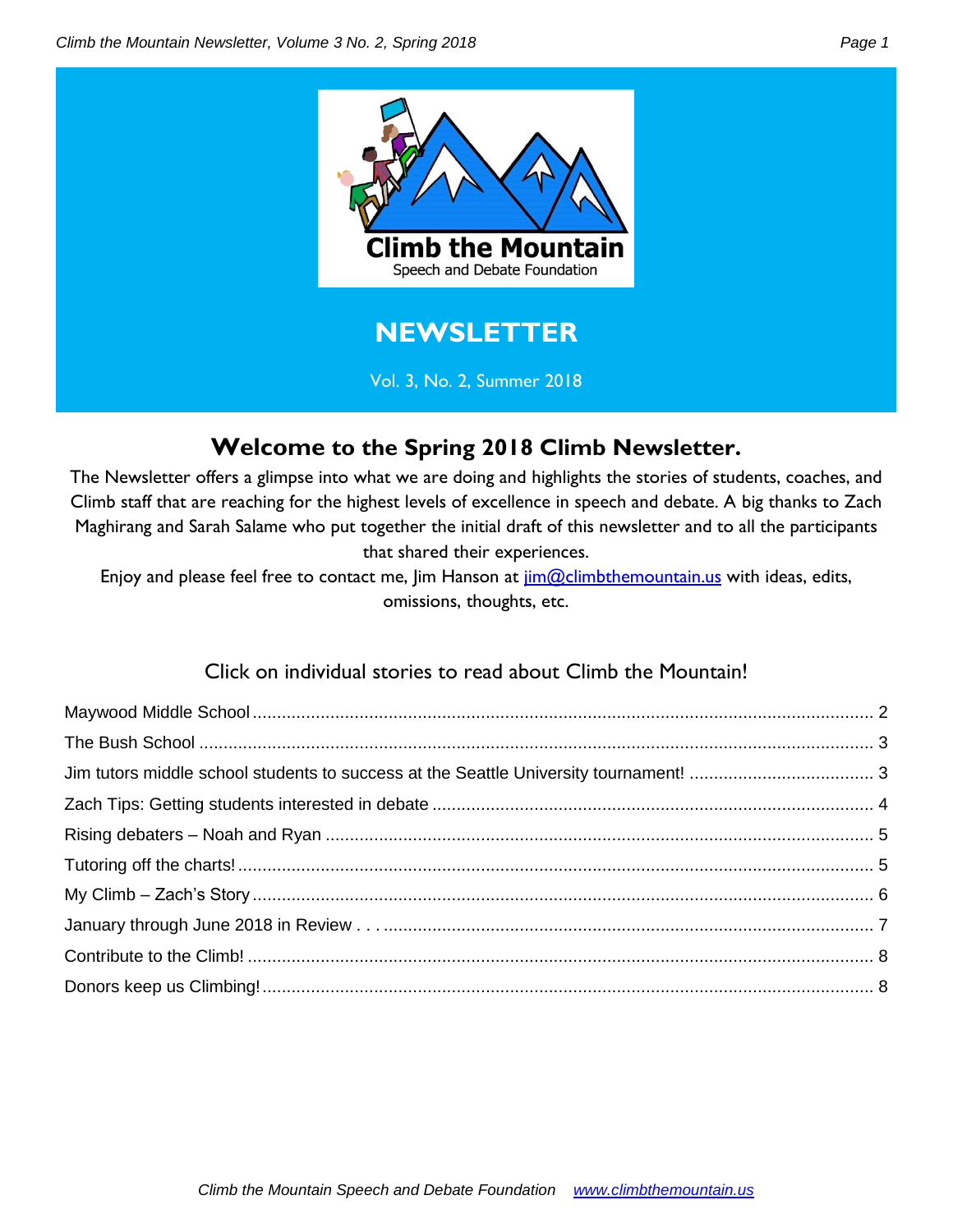Climb the Mountain

Speech and Debate Foundation

# NEWSLETTER

Vol. 3, No. 2, Summer 2018

## Welcome to the Spring 2018 Climb Newsletter.

The Newsletter offers a glimpse into what we are doing and highlights the stories of students, coaches, and Climb staff that are reaching for the highest levels of excellence in speech and debate. A big thanks to Zach Maghirang and Sarah Salame who put together the initial draft of this newsletter and to all the participants that shared their experiences.

Enjoy and please feel free to contact me, Jim Hanson at jim@climbthemountain.us with ideas, edits, omissions, thoughts, etc.

Click on individual stories to read about Climb the Mountain!

- Maywood Middle School ..... 2
- The Bush School ..... 3
- Jim tutors middle school students to success at the Seattle University tournament! ..... 3
- Zach Tips: Getting students interested in debate ..... 4
- Rising debaters – Noah and Ryan ..... 5
- Tutoring off the charts! ..... 5
- My Climb – Zach's Story ..... 6
- January through June 2018 in Review . . . ..... 7
- Contribute to the Climb! ..... 8
- Donors keep us Climbing! ..... 8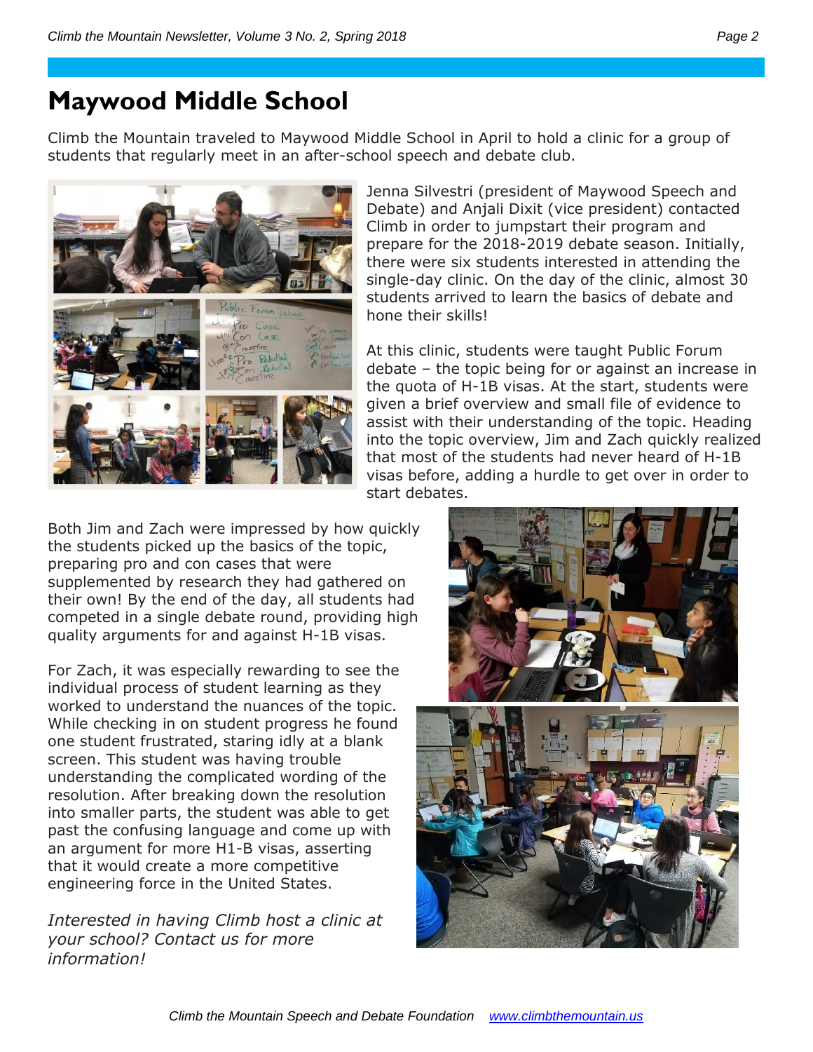# Maywood Middle School

Climb the Mountain traveled to Maywood Middle School in April to hold a clinic for a group of students that regularly meet in an after-school speech and debate club.

Jenna Silvestri (president of Maywood Speech and Debate) and Anjali Dixit (vice president) contacted Climb in order to jumpstart their program and prepare for the 2018-2019 debate season. Initially, there were six students interested in attending the single-day clinic. On the day of the clinic, almost 30 students arrived to learn the basics of debate and hone their skills!

At this clinic, students were taught Public Forum debate – the topic being for or against an increase in the quota of H-1B visas. At the start, students were given a brief overview and small file of evidence to assist with their understanding of the topic. Heading into the topic overview, Jim and Zach quickly realized that most of the students had never heard of H-1B visas before, adding a hurdle to get over in order to start debates.

Both Jim and Zach were impressed by how quickly the students picked up the basics of the topic, preparing pro and con cases that were supplemented by research they had gathered on their own! By the end of the day, all students had competed in a single debate round, providing high quality arguments for and against H-1B visas.

For Zach, it was especially rewarding to see the individual process of student learning as they worked to understand the nuances of the topic. While checking in on student progress he found one student frustrated, staring idly at a blank screen. This student was having trouble understanding the complicated wording of the resolution. After breaking down the resolution into smaller parts, the student was able to get past the confusing language and come up with an argument for more H1-B visas, asserting that it would create a more competitive engineering force in the United States.

*Interested in having Climb host a clinic at your school? Contact us for more information!*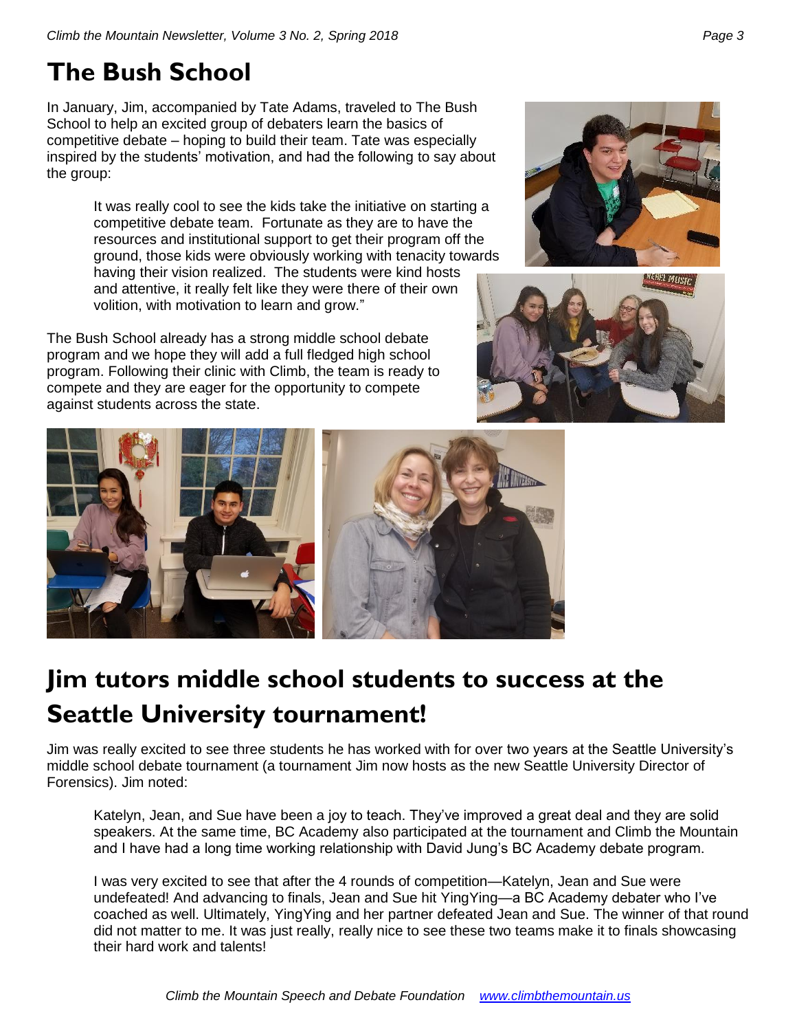# The Bush School

In January, Jim, accompanied by Tate Adams, traveled to The Bush School to help an excited group of debaters learn the basics of competitive debate – hoping to build their team. Tate was especially inspired by the students' motivation, and had the following to say about the group:

> It was really cool to see the kids take the initiative on starting a competitive debate team. Fortunate as they are to have the resources and institutional support to get their program off the ground, those kids were obviously working with tenacity towards having their vision realized. The students were kind hosts and attentive, it really felt like they were there of their own volition, with motivation to learn and grow."

The Bush School already has a strong middle school debate program and we hope they will add a full fledged high school program. Following their clinic with Climb, the team is ready to compete and they are eager for the opportunity to compete against students across the state.

# Jim tutors middle school students to success at the Seattle University tournament!

Jim was really excited to see three students he has worked with for over two years at the Seattle University's middle school debate tournament (a tournament Jim now hosts as the new Seattle University Director of Forensics). Jim noted:

> Katelyn, Jean, and Sue have been a joy to teach. They've improved a great deal and they are solid speakers. At the same time, BC Academy also participated at the tournament and Climb the Mountain and I have had a long time working relationship with David Jung's BC Academy debate program.
>
> I was very excited to see that after the 4 rounds of competition—Katelyn, Jean and Sue were undefeated! And advancing to finals, Jean and Sue hit YingYing—a BC Academy debater who I've coached as well. Ultimately, YingYing and her partner defeated Jean and Sue. The winner of that round did not matter to me. It was just really, really nice to see these two teams make it to finals showcasing their hard work and talents!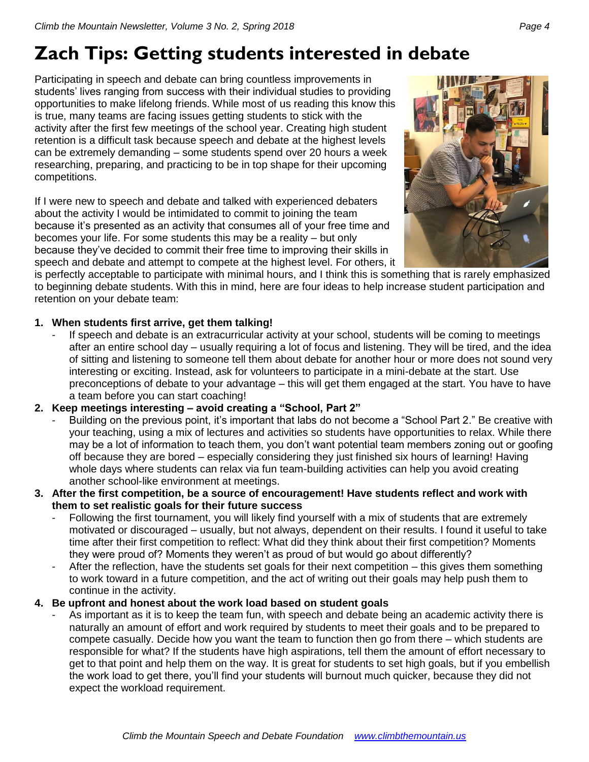# Zach Tips: Getting students interested in debate

Participating in speech and debate can bring countless improvements in students' lives ranging from success with their individual studies to providing opportunities to make lifelong friends. While most of us reading this know this is true, many teams are facing issues getting students to stick with the activity after the first few meetings of the school year. Creating high student retention is a difficult task because speech and debate at the highest levels can be extremely demanding – some students spend over 20 hours a week researching, preparing, and practicing to be in top shape for their upcoming competitions.

If I were new to speech and debate and talked with experienced debaters about the activity I would be intimidated to commit to joining the team because it's presented as an activity that consumes all of your free time and becomes your life. For some students this may be a reality – but only because they've decided to commit their free time to improving their skills in speech and debate and attempt to compete at the highest level. For others, it is perfectly acceptable to participate with minimal hours, and I think this is something that is rarely emphasized to beginning debate students. With this in mind, here are four ideas to help increase student participation and retention on your debate team:

1. **When students first arrive, get them talking!**
   - If speech and debate is an extracurricular activity at your school, students will be coming to meetings after an entire school day – usually requiring a lot of focus and listening. They will be tired, and the idea of sitting and listening to someone tell them about debate for another hour or more does not sound very interesting or exciting. Instead, ask for volunteers to participate in a mini-debate at the start. Use preconceptions of debate to your advantage – this will get them engaged at the start. You have to have a team before you can start coaching!
2. **Keep meetings interesting – avoid creating a "School, Part 2"**
   - Building on the previous point, it's important that labs do not become a "School Part 2." Be creative with your teaching, using a mix of lectures and activities so students have opportunities to relax. While there may be a lot of information to teach them, you don't want potential team members zoning out or goofing off because they are bored – especially considering they just finished six hours of learning! Having whole days where students can relax via fun team-building activities can help you avoid creating another school-like environment at meetings.
3. **After the first competition, be a source of encouragement! Have students reflect and work with them to set realistic goals for their future success**
   - Following the first tournament, you will likely find yourself with a mix of students that are extremely motivated or discouraged – usually, but not always, dependent on their results. I found it useful to take time after their first competition to reflect: What did they think about their first competition? Moments they were proud of? Moments they weren't as proud of but would go about differently?
   - After the reflection, have the students set goals for their next competition – this gives them something to work toward in a future competition, and the act of writing out their goals may help push them to continue in the activity.
4. **Be upfront and honest about the work load based on student goals**
   - As important as it is to keep the team fun, with speech and debate being an academic activity there is naturally an amount of effort and work required by students to meet their goals and to be prepared to compete casually. Decide how you want the team to function then go from there – which students are responsible for what? If the students have high aspirations, tell them the amount of effort necessary to get to that point and help them on the way. It is great for students to set high goals, but if you embellish the work load to get there, you'll find your students will burnout much quicker, because they did not expect the workload requirement.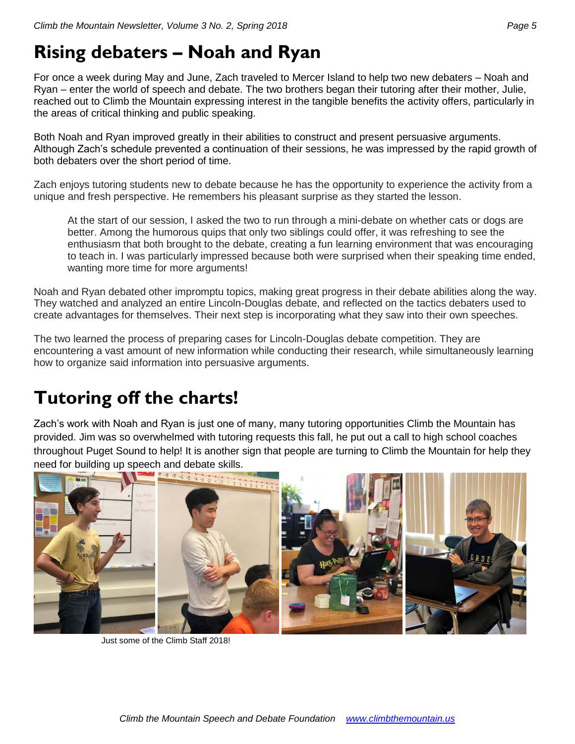# Rising debaters – Noah and Ryan

For once a week during May and June, Zach traveled to Mercer Island to help two new debaters – Noah and Ryan – enter the world of speech and debate. The two brothers began their tutoring after their mother, Julie, reached out to Climb the Mountain expressing interest in the tangible benefits the activity offers, particularly in the areas of critical thinking and public speaking.

Both Noah and Ryan improved greatly in their abilities to construct and present persuasive arguments. Although Zach's schedule prevented a continuation of their sessions, he was impressed by the rapid growth of both debaters over the short period of time.

Zach enjoys tutoring students new to debate because he has the opportunity to experience the activity from a unique and fresh perspective. He remembers his pleasant surprise as they started the lesson.

> At the start of our session, I asked the two to run through a mini-debate on whether cats or dogs are better. Among the humorous quips that only two siblings could offer, it was refreshing to see the enthusiasm that both brought to the debate, creating a fun learning environment that was encouraging to teach in. I was particularly impressed because both were surprised when their speaking time ended, wanting more time for more arguments!

Noah and Ryan debated other impromptu topics, making great progress in their debate abilities along the way. They watched and analyzed an entire Lincoln-Douglas debate, and reflected on the tactics debaters used to create advantages for themselves. Their next step is incorporating what they saw into their own speeches.

The two learned the process of preparing cases for Lincoln-Douglas debate competition. They are encountering a vast amount of new information while conducting their research, while simultaneously learning how to organize said information into persuasive arguments.

# Tutoring off the charts!

Zach's work with Noah and Ryan is just one of many, many tutoring opportunities Climb the Mountain has provided. Jim was so overwhelmed with tutoring requests this fall, he put out a call to high school coaches throughout Puget Sound to help! It is another sign that people are turning to Climb the Mountain for help they need for building up speech and debate skills.

Just some of the Climb Staff 2018!

*Climb the Mountain Speech and Debate Foundation* [www.climbthemountain.us](http://www.climbthemountain.us)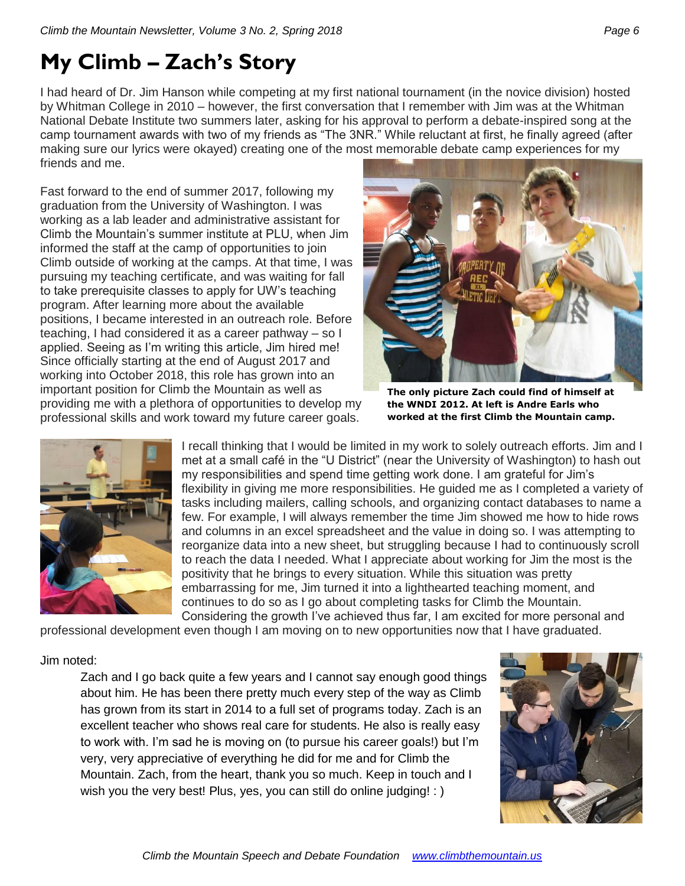# My Climb – Zach's Story

I had heard of Dr. Jim Hanson while competing at my first national tournament (in the novice division) hosted by Whitman College in 2010 – however, the first conversation that I remember with Jim was at the Whitman National Debate Institute two summers later, asking for his approval to perform a debate-inspired song at the camp tournament awards with two of my friends as "The 3NR." While reluctant at first, he finally agreed (after making sure our lyrics were okayed) creating one of the most memorable debate camp experiences for my friends and me.

Fast forward to the end of summer 2017, following my graduation from the University of Washington. I was working as a lab leader and administrative assistant for Climb the Mountain's summer institute at PLU, when Jim informed the staff at the camp of opportunities to join Climb outside of working at the camps. At that time, I was pursuing my teaching certificate, and was waiting for fall to take prerequisite classes to apply for UW's teaching program. After learning more about the available positions, I became interested in an outreach role. Before teaching, I had considered it as a career pathway – so I applied. Seeing as I'm writing this article, Jim hired me! Since officially starting at the end of August 2017 and working into October 2018, this role has grown into an important position for Climb the Mountain as well as providing me with a plethora of opportunities to develop my professional skills and work toward my future career goals.

**The only picture Zach could find of himself at the WNDI 2012. At left is Andre Earls who worked at the first Climb the Mountain camp.**

I recall thinking that I would be limited in my work to solely outreach efforts. Jim and I met at a small café in the "U District" (near the University of Washington) to hash out my responsibilities and spend time getting work done. I am grateful for Jim's flexibility in giving me more responsibilities. He guided me as I completed a variety of tasks including mailers, calling schools, and organizing contact databases to name a few. For example, I will always remember the time Jim showed me how to hide rows and columns in an excel spreadsheet and the value in doing so. I was attempting to reorganize data into a new sheet, but struggling because I had to continuously scroll to reach the data I needed. What I appreciate about working for Jim the most is the positivity that he brings to every situation. While this situation was pretty embarrassing for me, Jim turned it into a lighthearted teaching moment, and continues to do so as I go about completing tasks for Climb the Mountain. Considering the growth I've achieved thus far, I am excited for more personal and professional development even though I am moving on to new opportunities now that I have graduated.

Jim noted:

> Zach and I go back quite a few years and I cannot say enough good things about him. He has been there pretty much every step of the way as Climb has grown from its start in 2014 to a full set of programs today. Zach is an excellent teacher who shows real care for students. He also is really easy to work with. I'm sad he is moving on (to pursue his career goals!) but I'm very, very appreciative of everything he did for me and for Climb the Mountain. Zach, from the heart, thank you so much. Keep in touch and I wish you the very best! Plus, yes, you can still do online judging! : )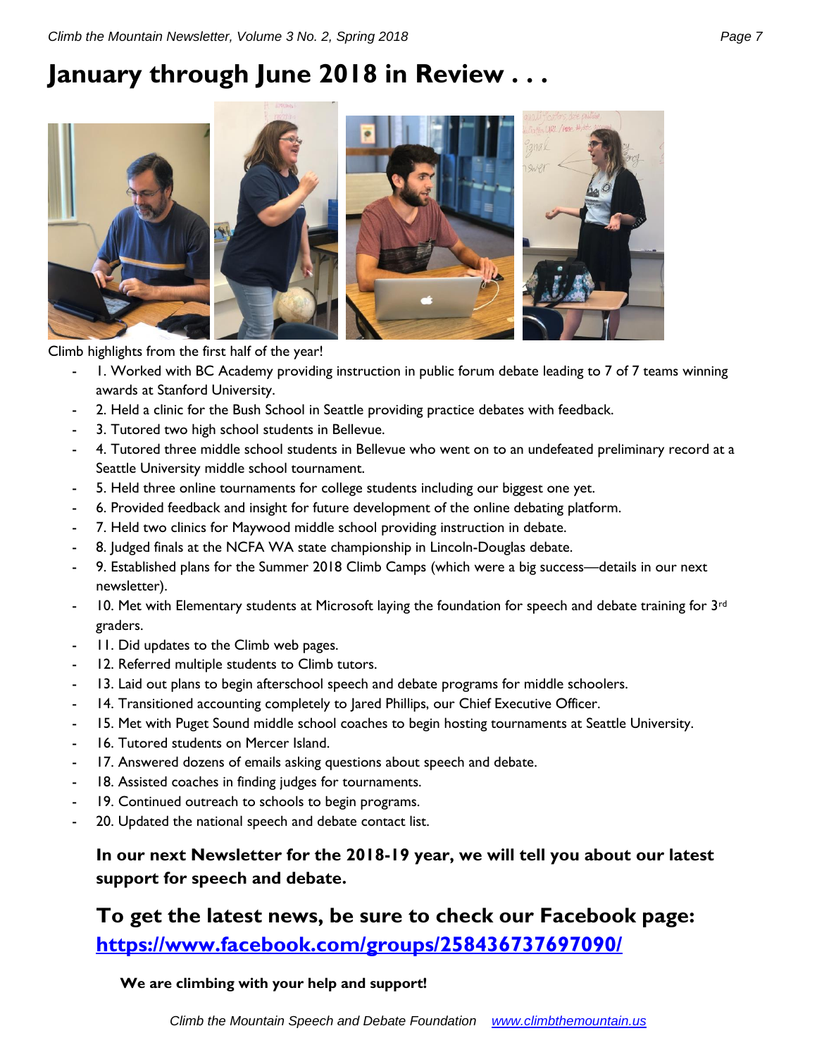# January through June 2018 in Review . . .

Climb highlights from the first half of the year!

- 1. Worked with BC Academy providing instruction in public forum debate leading to 7 of 7 teams winning awards at Stanford University.
- 2. Held a clinic for the Bush School in Seattle providing practice debates with feedback.
- 3. Tutored two high school students in Bellevue.
- 4. Tutored three middle school students in Bellevue who went on to an undefeated preliminary record at a Seattle University middle school tournament.
- 5. Held three online tournaments for college students including our biggest one yet.
- 6. Provided feedback and insight for future development of the online debating platform.
- 7. Held two clinics for Maywood middle school providing instruction in debate.
- 8. Judged finals at the NCFA WA state championship in Lincoln-Douglas debate.
- 9. Established plans for the Summer 2018 Climb Camps (which were a big success—details in our next newsletter).
- 10. Met with Elementary students at Microsoft laying the foundation for speech and debate training for 3rd graders.
- 11. Did updates to the Climb web pages.
- 12. Referred multiple students to Climb tutors.
- 13. Laid out plans to begin afterschool speech and debate programs for middle schoolers.
- 14. Transitioned accounting completely to Jared Phillips, our Chief Executive Officer.
- 15. Met with Puget Sound middle school coaches to begin hosting tournaments at Seattle University.
- 16. Tutored students on Mercer Island.
- 17. Answered dozens of emails asking questions about speech and debate.
- 18. Assisted coaches in finding judges for tournaments.
- 19. Continued outreach to schools to begin programs.
- 20. Updated the national speech and debate contact list.

**In our next Newsletter for the 2018-19 year, we will tell you about our latest support for speech and debate.**

## To get the latest news, be sure to check our Facebook page: [https://www.facebook.com/groups/258436737697090/](https://www.facebook.com/groups/258436737697090/)

**We are climbing with your help and support!**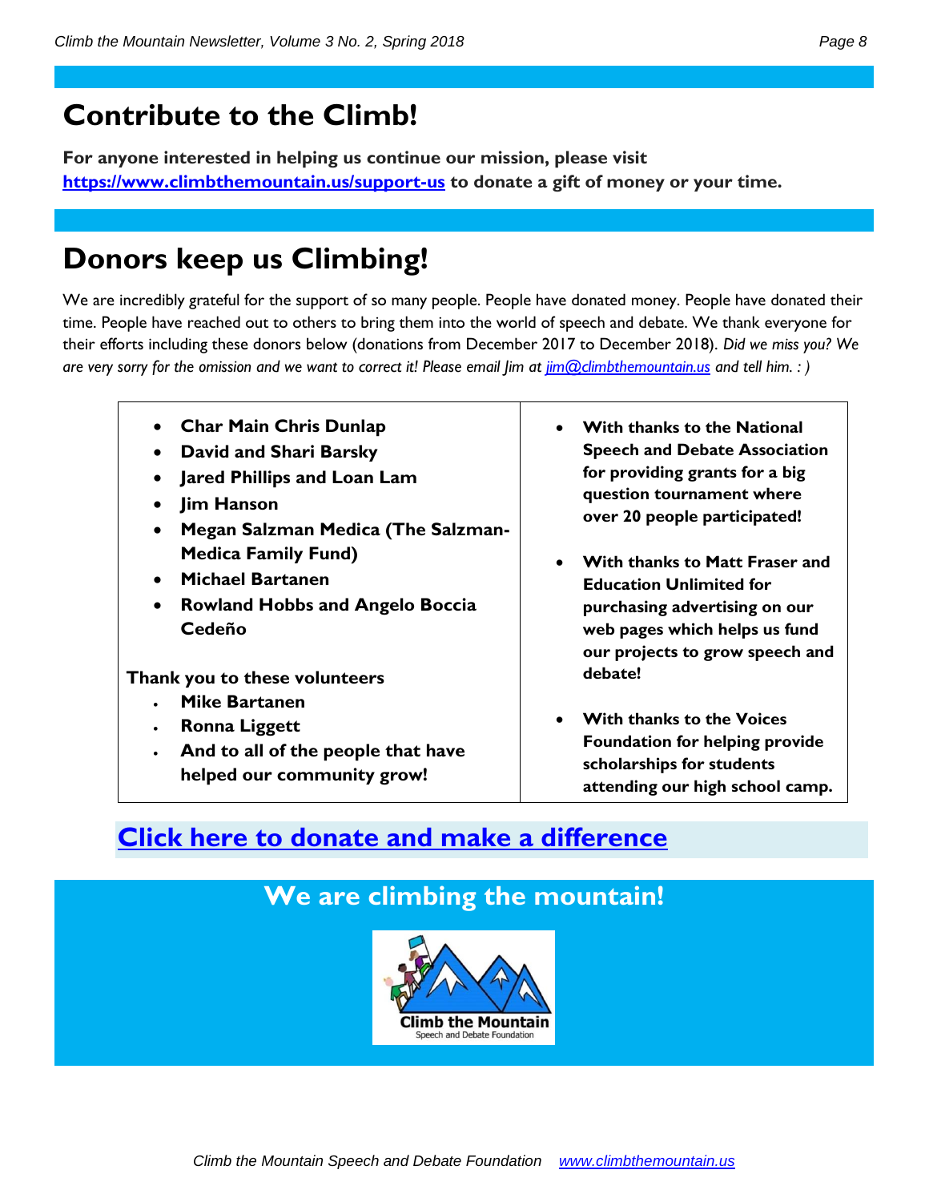## Contribute to the Climb!

**For anyone interested in helping us continue our mission, please visit [https://www.climbthemountain.us/support-us](https://www.climbthemountain.us/support-us) to donate a gift of money or your time.**

## Donors keep us Climbing!

We are incredibly grateful for the support of so many people. People have donated money. People have donated their time. People have reached out to others to bring them into the world of speech and debate. We thank everyone for their efforts including these donors below (donations from December 2017 to December 2018). *Did we miss you? We are very sorry for the omission and we want to correct it! Please email Jim at [jim@climbthemountain.us](mailto:jim@climbthemountain.us) and tell him. : )*

- **Char Main Chris Dunlap**
- **David and Shari Barsky**
- **Jared Phillips and Loan Lam**
- **Jim Hanson**
- **Megan Salzman Medica (The Salzman-Medica Family Fund)**
- **Michael Bartanen**
- **Rowland Hobbs and Angelo Boccia Cedeño**

**Thank you to these volunteers**

- **Mike Bartanen**
- **Ronna Liggett**
- **And to all of the people that have helped our community grow!**

- **With thanks to the National Speech and Debate Association for providing grants for a big question tournament where over 20 people participated!**
- **With thanks to Matt Fraser and Education Unlimited for purchasing advertising on our web pages which helps us fund our projects to grow speech and debate!**
- **With thanks to the Voices Foundation for helping provide scholarships for students attending our high school camp.**

## Click here to donate and make a difference

## We are climbing the mountain!

Climb the Mountain
Speech and Debate Foundation